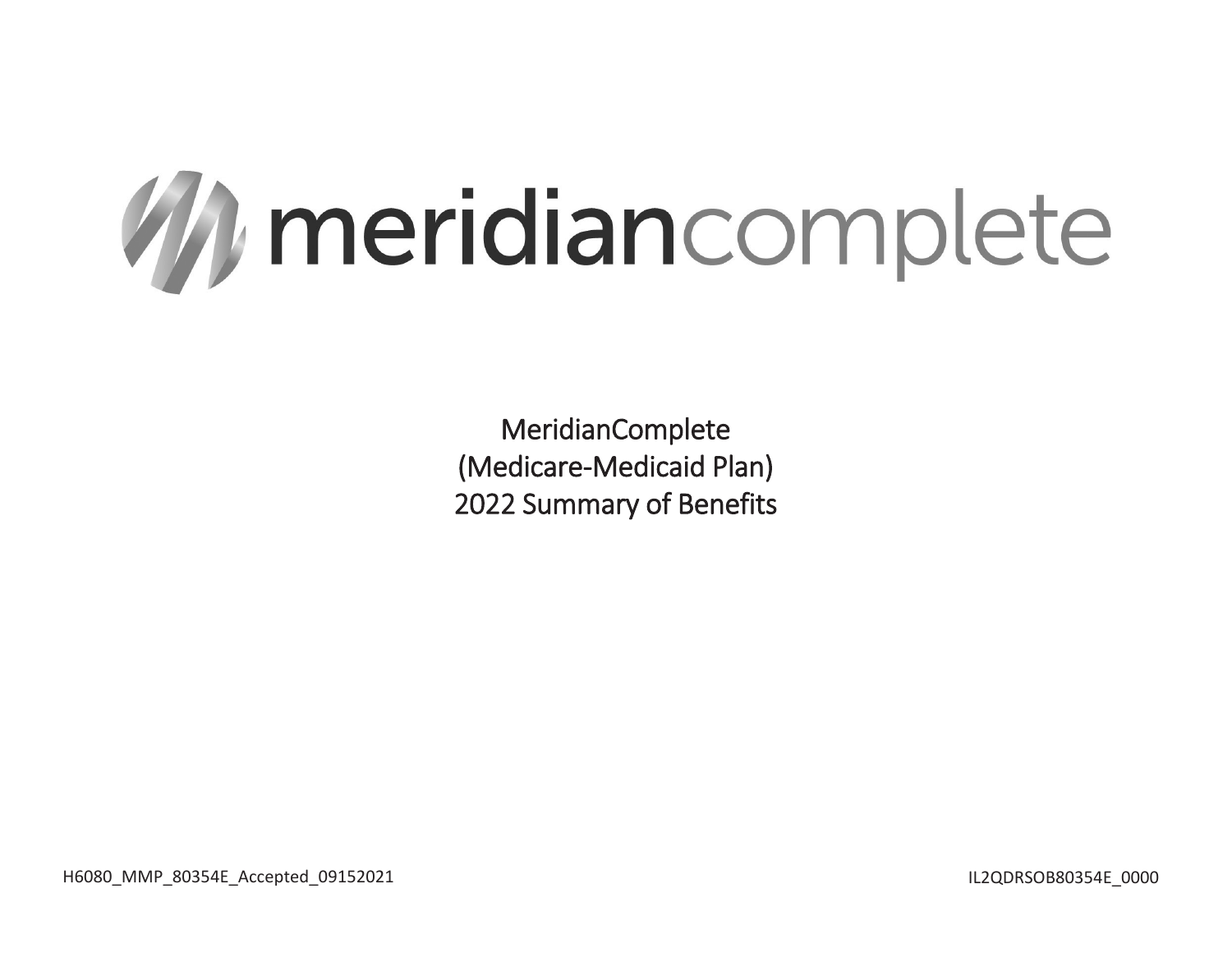# meridiancomplete

MeridianComplete
(Medicare-Medicaid Plan)
2022 Summary of Benefits

H6080_MMP_80354E_Accepted_09152021

IL2QDRSOB80354E_0000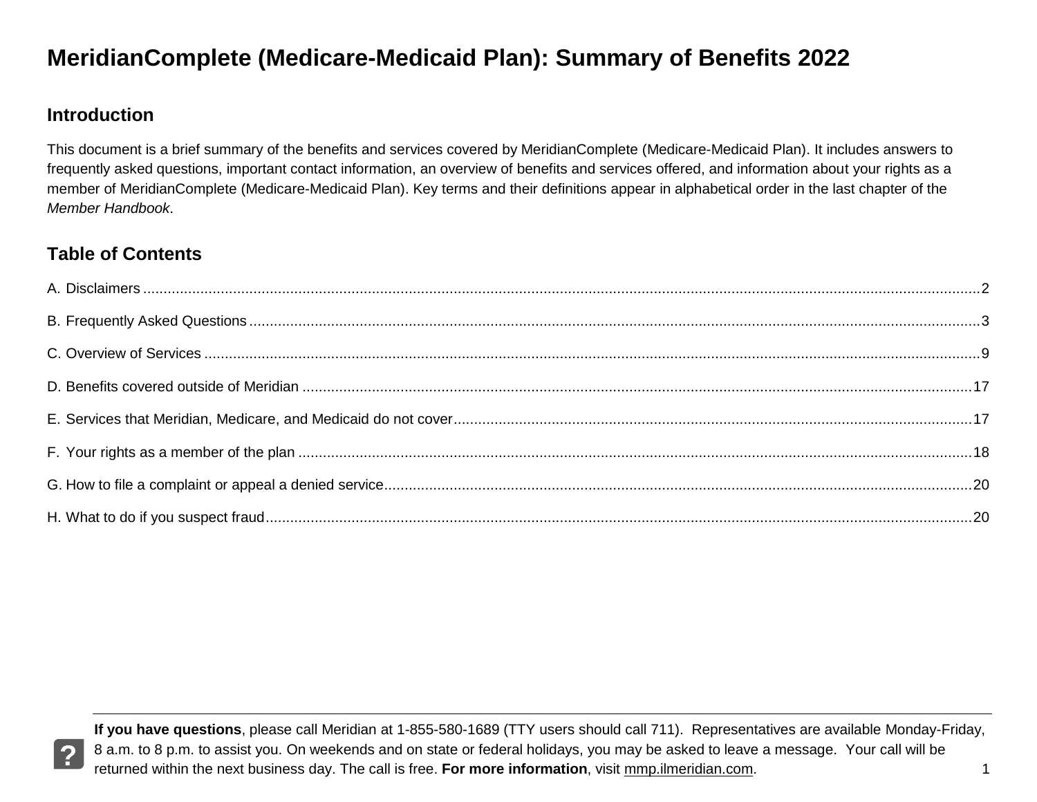# MeridianComplete (Medicare-Medicaid Plan): Summary of Benefits 2022

## Introduction

This document is a brief summary of the benefits and services covered by MeridianComplete (Medicare-Medicaid Plan). It includes answers to frequently asked questions, important contact information, an overview of benefits and services offered, and information about your rights as a member of MeridianComplete (Medicare-Medicaid Plan). Key terms and their definitions appear in alphabetical order in the last chapter of the *Member Handbook*.

## Table of Contents

A. Disclaimers ... 2

B. Frequently Asked Questions ... 3

C. Overview of Services ... 9

D. Benefits covered outside of Meridian ... 17

E. Services that Meridian, Medicare, and Medicaid do not cover ... 17

F. Your rights as a member of the plan ... 18

G. How to file a complaint or appeal a denied service ... 20

H. What to do if you suspect fraud ... 20

**If you have questions**, please call Meridian at 1-855-580-1689 (TTY users should call 711). Representatives are available Monday-Friday, 8 a.m. to 8 p.m. to assist you. On weekends and on state or federal holidays, you may be asked to leave a message. Your call will be returned within the next business day. The call is free. **For more information**, visit mmp.ilmeridian.com.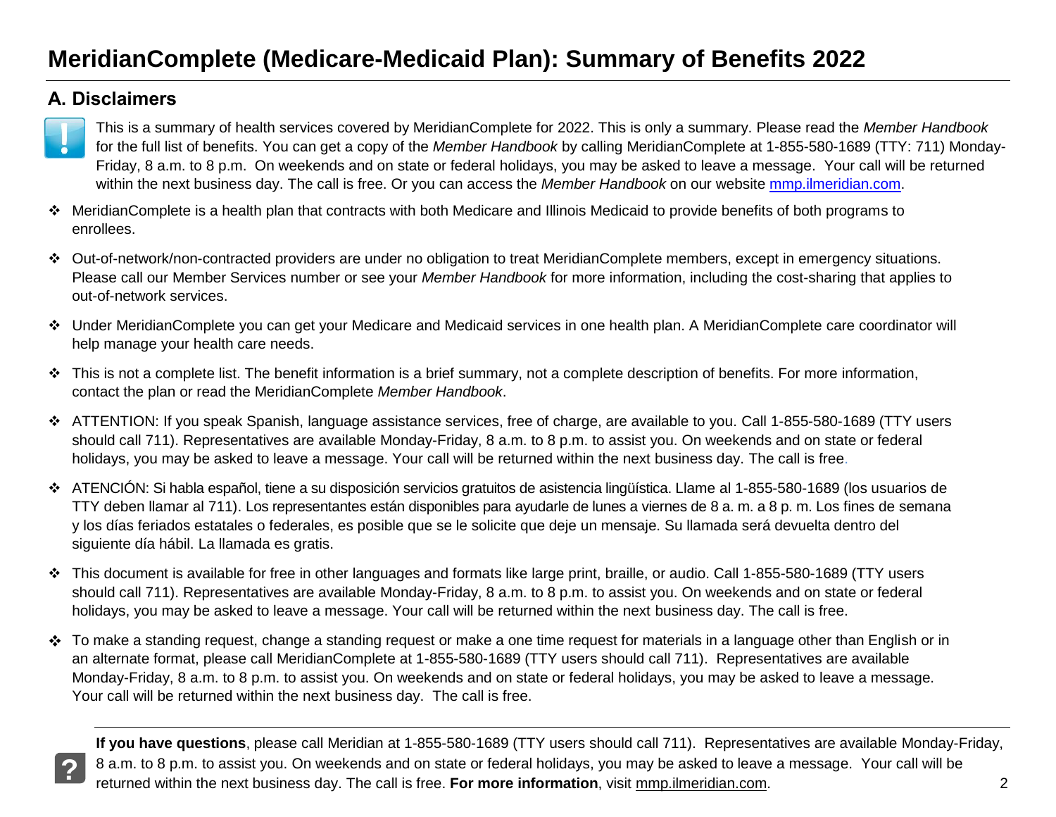# MeridianComplete (Medicare-Medicaid Plan): Summary of Benefits 2022

## A. Disclaimers

This is a summary of health services covered by MeridianComplete for 2022. This is only a summary. Please read the *Member Handbook* for the full list of benefits. You can get a copy of the *Member Handbook* by calling MeridianComplete at 1-855-580-1689 (TTY: 711) Monday-Friday, 8 a.m. to 8 p.m. On weekends and on state or federal holidays, you may be asked to leave a message. Your call will be returned within the next business day. The call is free. Or you can access the *Member Handbook* on our website mmp.ilmeridian.com.

- MeridianComplete is a health plan that contracts with both Medicare and Illinois Medicaid to provide benefits of both programs to enrollees.
- Out-of-network/non-contracted providers are under no obligation to treat MeridianComplete members, except in emergency situations. Please call our Member Services number or see your *Member Handbook* for more information, including the cost-sharing that applies to out-of-network services.
- Under MeridianComplete you can get your Medicare and Medicaid services in one health plan. A MeridianComplete care coordinator will help manage your health care needs.
- This is not a complete list. The benefit information is a brief summary, not a complete description of benefits. For more information, contact the plan or read the MeridianComplete *Member Handbook*.
- ATTENTION: If you speak Spanish, language assistance services, free of charge, are available to you. Call 1-855-580-1689 (TTY users should call 711). Representatives are available Monday-Friday, 8 a.m. to 8 p.m. to assist you. On weekends and on state or federal holidays, you may be asked to leave a message. Your call will be returned within the next business day. The call is free.
- ATENCIÓN: Si habla español, tiene a su disposición servicios gratuitos de asistencia lingüística. Llame al 1-855-580-1689 (los usuarios de TTY deben llamar al 711). Los representantes están disponibles para ayudarle de lunes a viernes de 8 a. m. a 8 p. m. Los fines de semana y los días feriados estatales o federales, es posible que se le solicite que deje un mensaje. Su llamada será devuelta dentro del siguiente día hábil. La llamada es gratis.
- This document is available for free in other languages and formats like large print, braille, or audio. Call 1-855-580-1689 (TTY users should call 711). Representatives are available Monday-Friday, 8 a.m. to 8 p.m. to assist you. On weekends and on state or federal holidays, you may be asked to leave a message. Your call will be returned within the next business day. The call is free.
- To make a standing request, change a standing request or make a one time request for materials in a language other than English or in an alternate format, please call MeridianComplete at 1-855-580-1689 (TTY users should call 711). Representatives are available Monday-Friday, 8 a.m. to 8 p.m. to assist you. On weekends and on state or federal holidays, you may be asked to leave a message. Your call will be returned within the next business day. The call is free.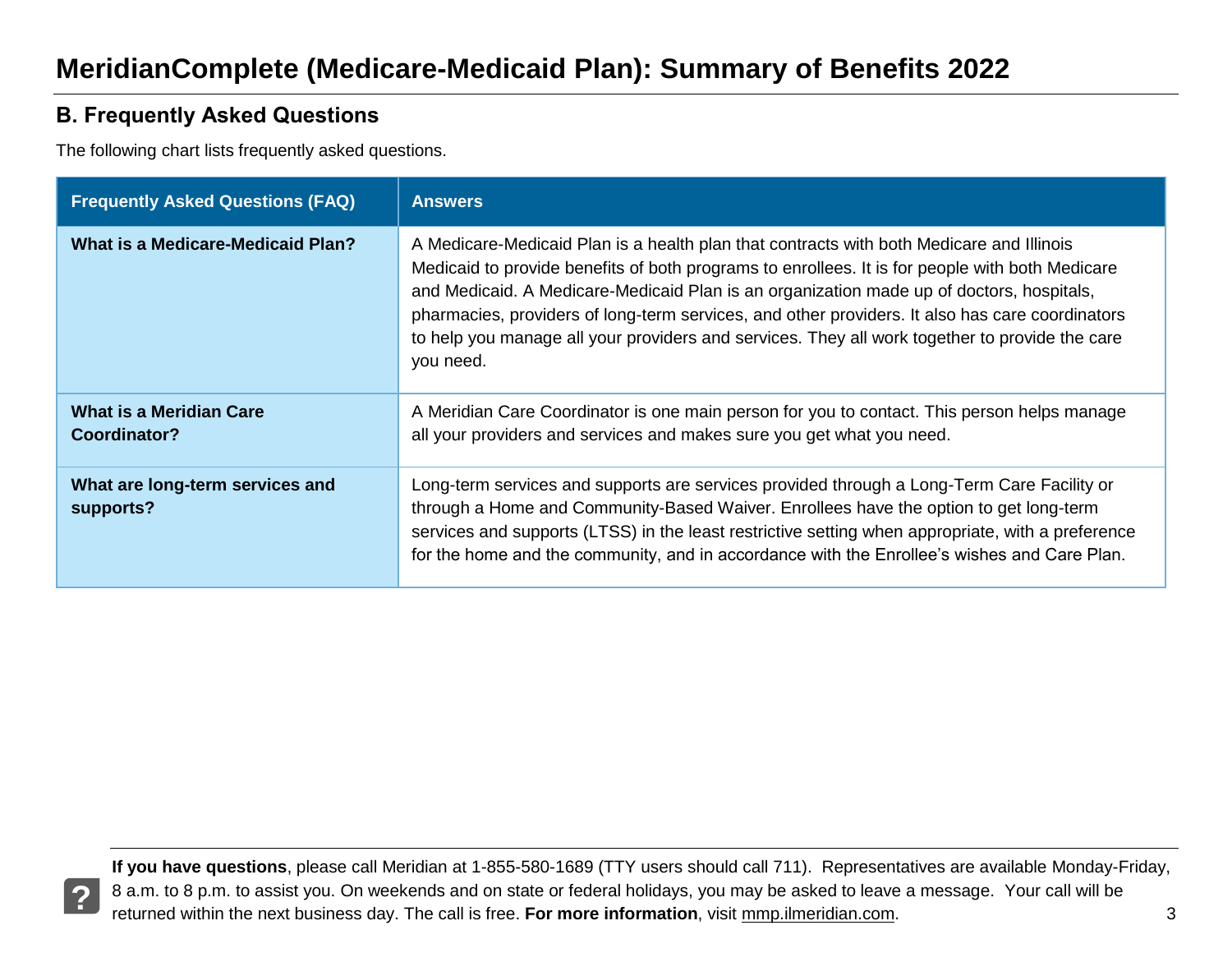## B. Frequently Asked Questions

The following chart lists frequently asked questions.

| Frequently Asked Questions (FAQ) | Answers |
| --- | --- |
| **What is a Medicare-Medicaid Plan?** | A Medicare-Medicaid Plan is a health plan that contracts with both Medicare and Illinois Medicaid to provide benefits of both programs to enrollees. It is for people with both Medicare and Medicaid. A Medicare-Medicaid Plan is an organization made up of doctors, hospitals, pharmacies, providers of long-term services, and other providers. It also has care coordinators to help you manage all your providers and services. They all work together to provide the care you need. |
| **What is a Meridian Care Coordinator?** | A Meridian Care Coordinator is one main person for you to contact. This person helps manage all your providers and services and makes sure you get what you need. |
| **What are long-term services and supports?** | Long-term services and supports are services provided through a Long-Term Care Facility or through a Home and Community-Based Waiver. Enrollees have the option to get long-term services and supports (LTSS) in the least restrictive setting when appropriate, with a preference for the home and the community, and in accordance with the Enrollee's wishes and Care Plan. |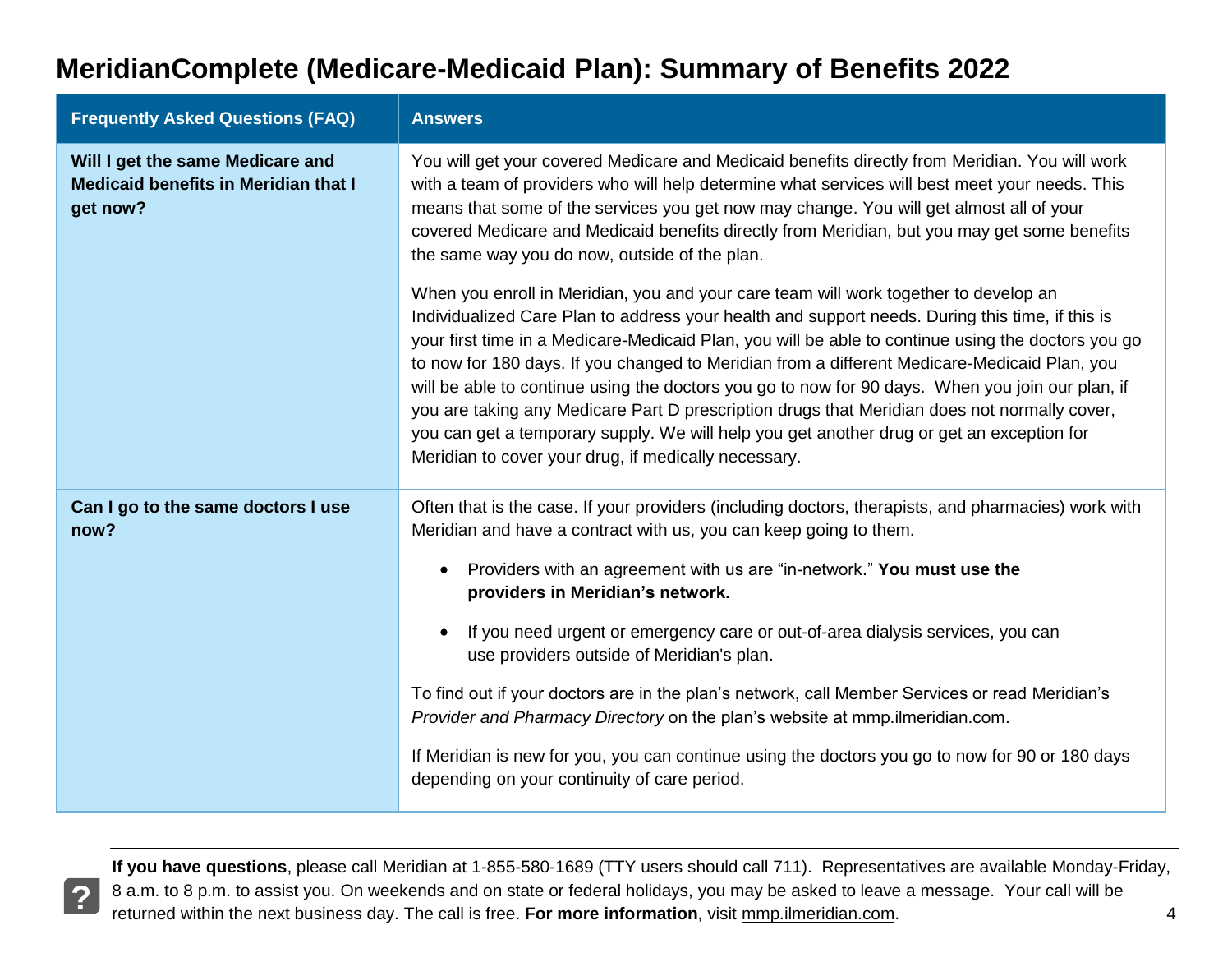# MeridianComplete (Medicare-Medicaid Plan): Summary of Benefits 2022

| Frequently Asked Questions (FAQ) | Answers |
|---|---|
| **Will I get the same Medicare and Medicaid benefits in Meridian that I get now?** | You will get your covered Medicare and Medicaid benefits directly from Meridian. You will work with a team of providers who will help determine what services will best meet your needs. This means that some of the services you get now may change. You will get almost all of your covered Medicare and Medicaid benefits directly from Meridian, but you may get some benefits the same way you do now, outside of the plan.<br><br>When you enroll in Meridian, you and your care team will work together to develop an Individualized Care Plan to address your health and support needs. During this time, if this is your first time in a Medicare-Medicaid Plan, you will be able to continue using the doctors you go to now for 180 days. If you changed to Meridian from a different Medicare-Medicaid Plan, you will be able to continue using the doctors you go to now for 90 days. When you join our plan, if you are taking any Medicare Part D prescription drugs that Meridian does not normally cover, you can get a temporary supply. We will help you get another drug or get an exception for Meridian to cover your drug, if medically necessary. |
| **Can I go to the same doctors I use now?** | Often that is the case. If your providers (including doctors, therapists, and pharmacies) work with Meridian and have a contract with us, you can keep going to them.<br><br>• Providers with an agreement with us are "in-network." **You must use the providers in Meridian's network.**<br><br>• If you need urgent or emergency care or out-of-area dialysis services, you can use providers outside of Meridian's plan.<br><br>To find out if your doctors are in the plan's network, call Member Services or read Meridian's *Provider and Pharmacy Directory* on the plan's website at mmp.ilmeridian.com.<br><br>If Meridian is new for you, you can continue using the doctors you go to now for 90 or 180 days depending on your continuity of care period. |

**If you have questions**, please call Meridian at 1-855-580-1689 (TTY users should call 711). Representatives are available Monday-Friday, 8 a.m. to 8 p.m. to assist you. On weekends and on state or federal holidays, you may be asked to leave a message. Your call will be returned within the next business day. The call is free. **For more information**, visit mmp.ilmeridian.com.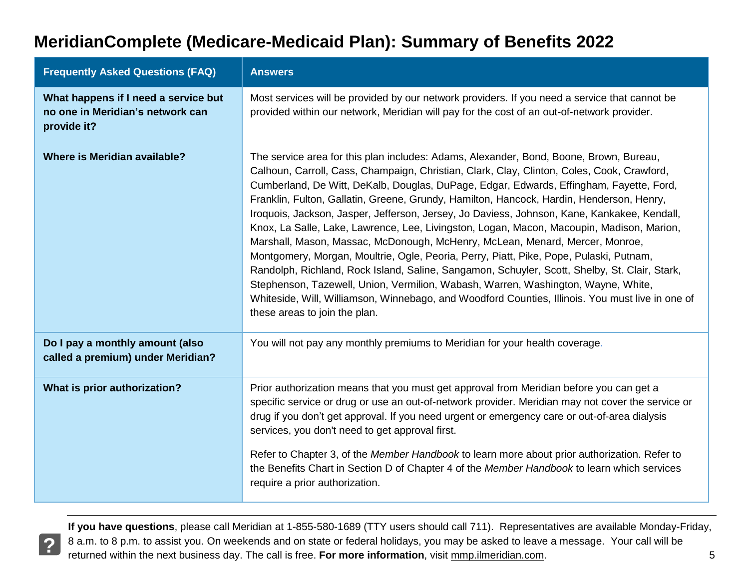# MeridianComplete (Medicare-Medicaid Plan): Summary of Benefits 2022

| Frequently Asked Questions (FAQ) | Answers |
|---|---|
| **What happens if I need a service but no one in Meridian's network can provide it?** | Most services will be provided by our network providers. If you need a service that cannot be provided within our network, Meridian will pay for the cost of an out-of-network provider. |
| **Where is Meridian available?** | The service area for this plan includes: Adams, Alexander, Bond, Boone, Brown, Bureau, Calhoun, Carroll, Cass, Champaign, Christian, Clark, Clay, Clinton, Coles, Cook, Crawford, Cumberland, De Witt, DeKalb, Douglas, DuPage, Edgar, Edwards, Effingham, Fayette, Ford, Franklin, Fulton, Gallatin, Greene, Grundy, Hamilton, Hancock, Hardin, Henderson, Henry, Iroquois, Jackson, Jasper, Jefferson, Jersey, Jo Daviess, Johnson, Kane, Kankakee, Kendall, Knox, La Salle, Lake, Lawrence, Lee, Livingston, Logan, Macon, Macoupin, Madison, Marion, Marshall, Mason, Massac, McDonough, McHenry, McLean, Menard, Mercer, Monroe, Montgomery, Morgan, Moultrie, Ogle, Peoria, Perry, Piatt, Pike, Pope, Pulaski, Putnam, Randolph, Richland, Rock Island, Saline, Sangamon, Schuyler, Scott, Shelby, St. Clair, Stark, Stephenson, Tazewell, Union, Vermilion, Wabash, Warren, Washington, Wayne, White, Whiteside, Will, Williamson, Winnebago, and Woodford Counties, Illinois. You must live in one of these areas to join the plan. |
| **Do I pay a monthly amount (also called a premium) under Meridian?** | You will not pay any monthly premiums to Meridian for your health coverage. |
| **What is prior authorization?** | Prior authorization means that you must get approval from Meridian before you can get a specific service or drug or use an out-of-network provider. Meridian may not cover the service or drug if you don't get approval. If you need urgent or emergency care or out-of-area dialysis services, you don't need to get approval first.<br><br>Refer to Chapter 3, of the *Member Handbook* to learn more about prior authorization. Refer to the Benefits Chart in Section D of Chapter 4 of the *Member Handbook* to learn which services require a prior authorization. |

**If you have questions**, please call Meridian at 1-855-580-1689 (TTY users should call 711). Representatives are available Monday-Friday, 8 a.m. to 8 p.m. to assist you. On weekends and on state or federal holidays, you may be asked to leave a message. Your call will be returned within the next business day. The call is free. **For more information**, visit mmp.ilmeridian.com.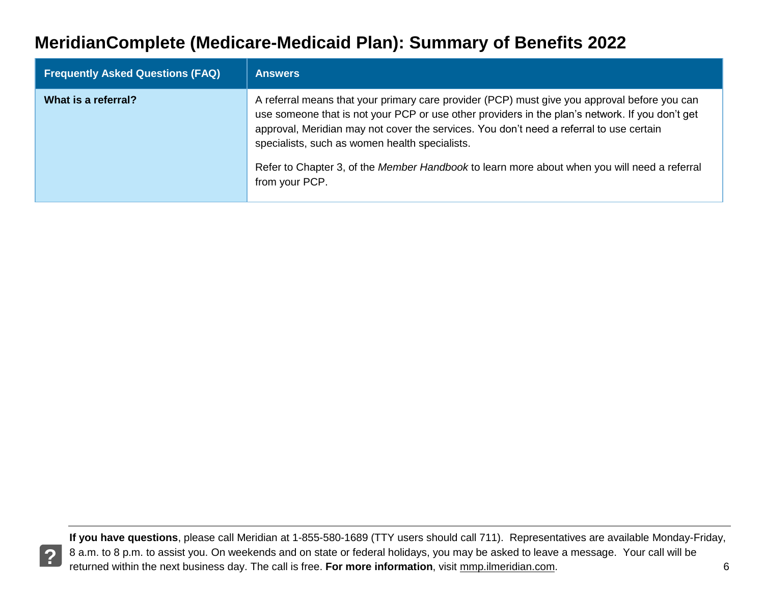# MeridianComplete (Medicare-Medicaid Plan): Summary of Benefits 2022

| Frequently Asked Questions (FAQ) | Answers |
|---|---|
| **What is a referral?** | A referral means that your primary care provider (PCP) must give you approval before you can use someone that is not your PCP or use other providers in the plan's network. If you don't get approval, Meridian may not cover the services. You don't need a referral to use certain specialists, such as women health specialists.<br><br>Refer to Chapter 3, of the *Member Handbook* to learn more about when you will need a referral from your PCP. |

**If you have questions**, please call Meridian at 1-855-580-1689 (TTY users should call 711). Representatives are available Monday-Friday, 8 a.m. to 8 p.m. to assist you. On weekends and on state or federal holidays, you may be asked to leave a message. Your call will be returned within the next business day. The call is free. **For more information**, visit mmp.ilmeridian.com.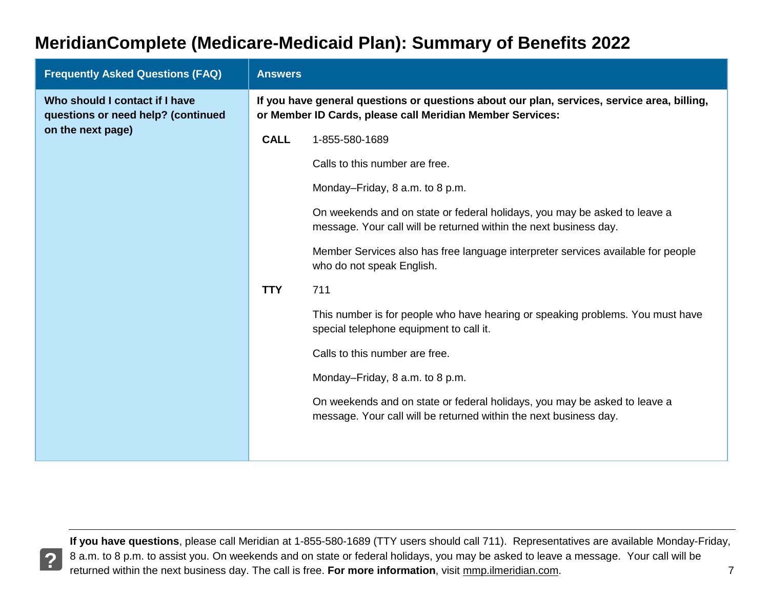# MeridianComplete (Medicare-Medicaid Plan): Summary of Benefits 2022

| Frequently Asked Questions (FAQ) | Answers |
|---|---|
| **Who should I contact if I have questions or need help? (continued on the next page)** | **If you have general questions or questions about our plan, services, service area, billing, or Member ID Cards, please call Meridian Member Services:**<br><br>**CALL** 1-855-580-1689<br><br>Calls to this number are free.<br><br>Monday–Friday, 8 a.m. to 8 p.m.<br><br>On weekends and on state or federal holidays, you may be asked to leave a message. Your call will be returned within the next business day.<br><br>Member Services also has free language interpreter services available for people who do not speak English.<br><br>**TTY** 711<br><br>This number is for people who have hearing or speaking problems. You must have special telephone equipment to call it.<br><br>Calls to this number are free.<br><br>Monday–Friday, 8 a.m. to 8 p.m.<br><br>On weekends and on state or federal holidays, you may be asked to leave a message. Your call will be returned within the next business day. |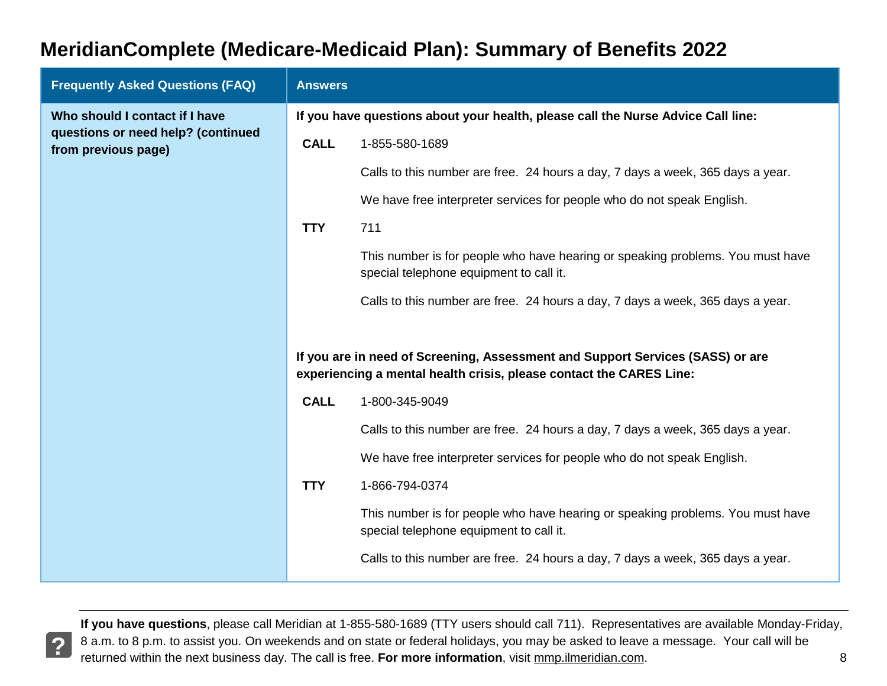# MeridianComplete (Medicare-Medicaid Plan): Summary of Benefits 2022

| Frequently Asked Questions (FAQ) | Answers |
| --- | --- |
| **Who should I contact if I have questions or need help? (continued from previous page)** | **If you have questions about your health, please call the Nurse Advice Call line:**<br><br>**CALL** 1-855-580-1689<br><br>Calls to this number are free. 24 hours a day, 7 days a week, 365 days a year.<br><br>We have free interpreter services for people who do not speak English.<br><br>**TTY** 711<br><br>This number is for people who have hearing or speaking problems. You must have special telephone equipment to call it.<br><br>Calls to this number are free. 24 hours a day, 7 days a week, 365 days a year.<br><br>**If you are in need of Screening, Assessment and Support Services (SASS) or are experiencing a mental health crisis, please contact the CARES Line:**<br><br>**CALL** 1-800-345-9049<br><br>Calls to this number are free. 24 hours a day, 7 days a week, 365 days a year.<br><br>We have free interpreter services for people who do not speak English.<br><br>**TTY** 1-866-794-0374<br><br>This number is for people who have hearing or speaking problems. You must have special telephone equipment to call it.<br><br>Calls to this number are free. 24 hours a day, 7 days a week, 365 days a year. |

**If you have questions**, please call Meridian at 1-855-580-1689 (TTY users should call 711). Representatives are available Monday-Friday, 8 a.m. to 8 p.m. to assist you. On weekends and on state or federal holidays, you may be asked to leave a message. Your call will be returned within the next business day. The call is free. **For more information**, visit mmp.ilmeridian.com.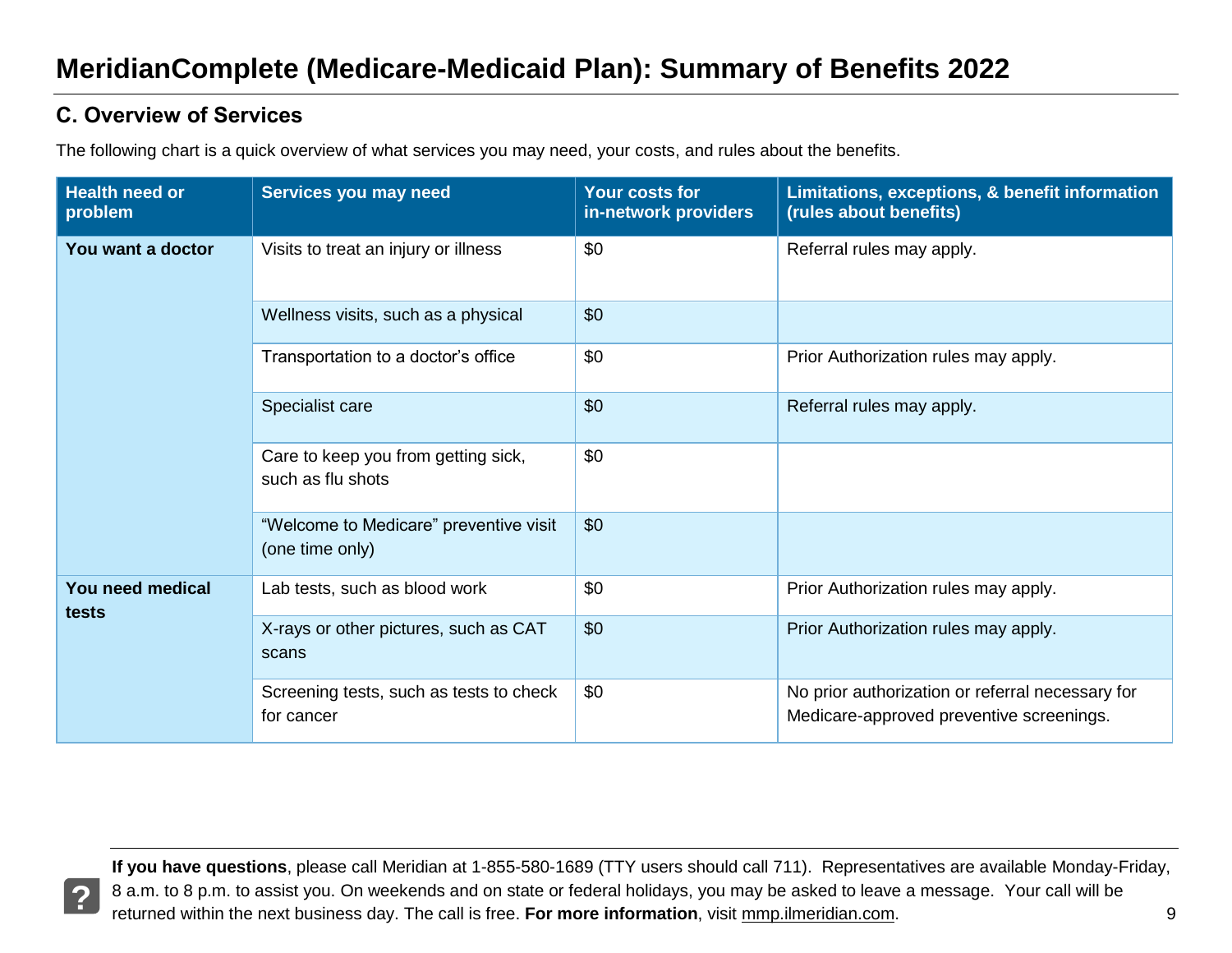# MeridianComplete (Medicare-Medicaid Plan): Summary of Benefits 2022

## C. Overview of Services

The following chart is a quick overview of what services you may need, your costs, and rules about the benefits.

| Health need or problem | Services you may need | Your costs for in-network providers | Limitations, exceptions, & benefit information (rules about benefits) |
|---|---|---|---|
| **You want a doctor** | Visits to treat an injury or illness | $0 | Referral rules may apply. |
| | Wellness visits, such as a physical | $0 | |
| | Transportation to a doctor's office | $0 | Prior Authorization rules may apply. |
| | Specialist care | $0 | Referral rules may apply. |
| | Care to keep you from getting sick, such as flu shots | $0 | |
| | "Welcome to Medicare" preventive visit (one time only) | $0 | |
| **You need medical tests** | Lab tests, such as blood work | $0 | Prior Authorization rules may apply. |
| | X-rays or other pictures, such as CAT scans | $0 | Prior Authorization rules may apply. |
| | Screening tests, such as tests to check for cancer | $0 | No prior authorization or referral necessary for Medicare-approved preventive screenings. |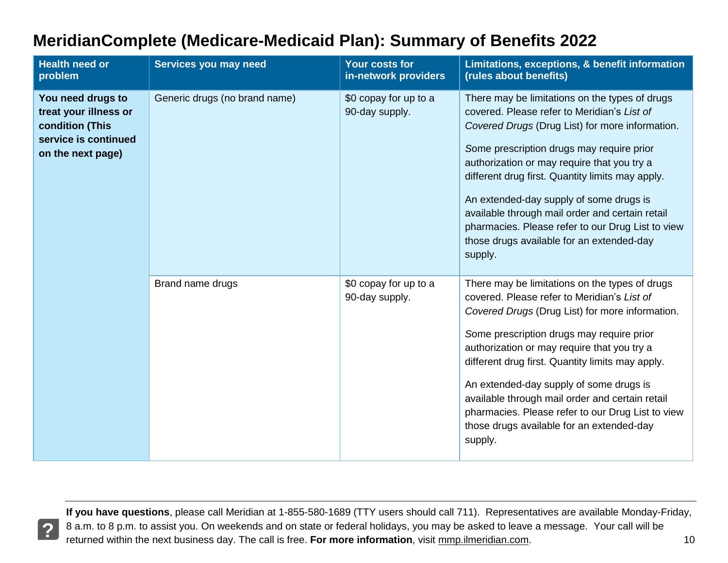# MeridianComplete (Medicare-Medicaid Plan): Summary of Benefits 2022

| Health need or problem | Services you may need | Your costs for in-network providers | Limitations, exceptions, & benefit information (rules about benefits) |
|---|---|---|---|
| **You need drugs to treat your illness or condition (This service is continued on the next page)** | Generic drugs (no brand name) | $0 copay for up to a 90-day supply. | There may be limitations on the types of drugs covered. Please refer to Meridian's *List of Covered Drugs* (Drug List) for more information.<br><br>Some prescription drugs may require prior authorization or may require that you try a different drug first. Quantity limits may apply.<br><br>An extended-day supply of some drugs is available through mail order and certain retail pharmacies. Please refer to our Drug List to view those drugs available for an extended-day supply. |
| | Brand name drugs | $0 copay for up to a 90-day supply. | There may be limitations on the types of drugs covered. Please refer to Meridian's *List of Covered Drugs* (Drug List) for more information.<br><br>Some prescription drugs may require prior authorization or may require that you try a different drug first. Quantity limits may apply.<br><br>An extended-day supply of some drugs is available through mail order and certain retail pharmacies. Please refer to our Drug List to view those drugs available for an extended-day supply. |

**If you have questions**, please call Meridian at 1-855-580-1689 (TTY users should call 711). Representatives are available Monday-Friday, 8 a.m. to 8 p.m. to assist you. On weekends and on state or federal holidays, you may be asked to leave a message. Your call will be returned within the next business day. The call is free. **For more information**, visit mmp.ilmeridian.com.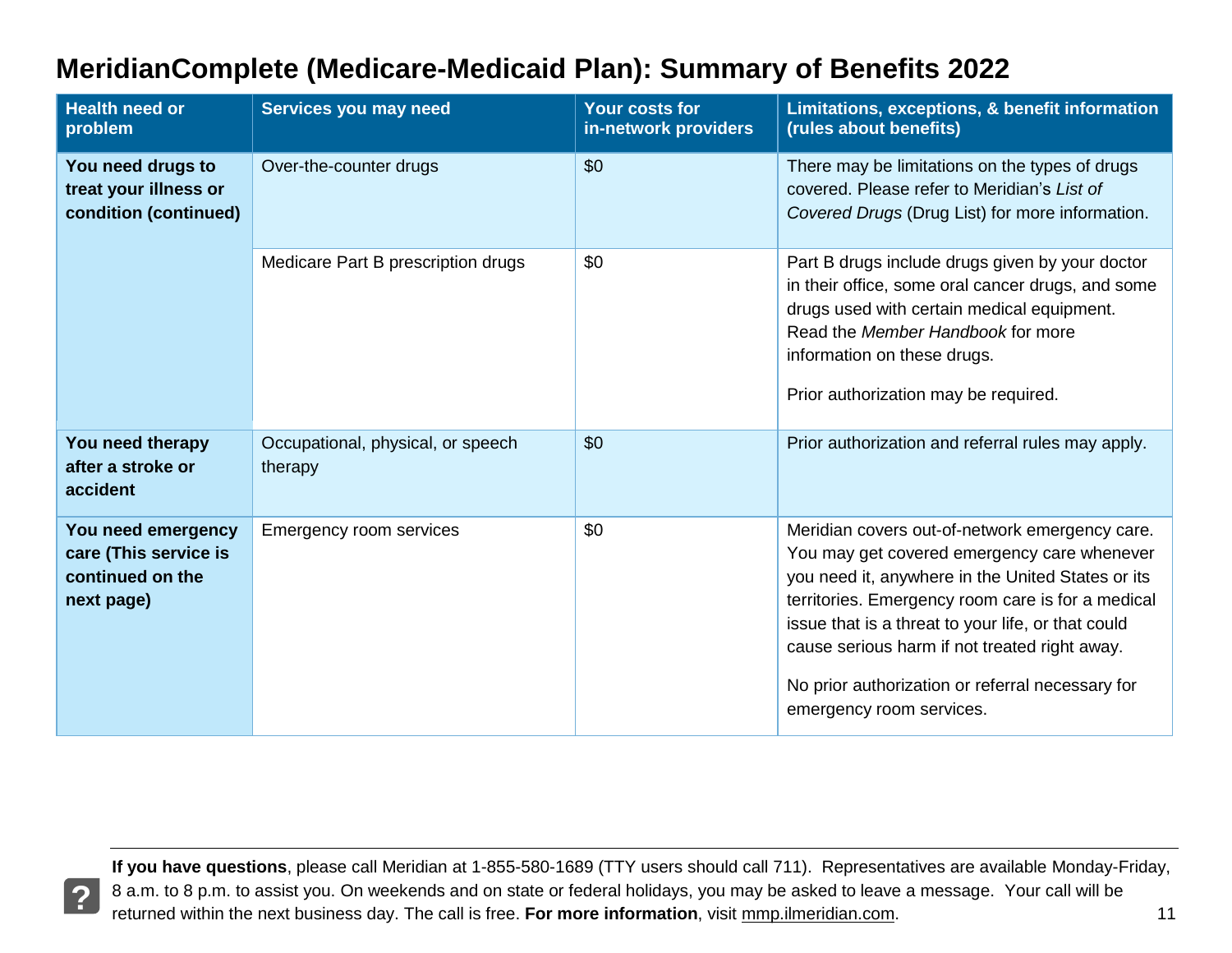# MeridianComplete (Medicare-Medicaid Plan): Summary of Benefits 2022

| Health need or problem | Services you may need | Your costs for in-network providers | Limitations, exceptions, & benefit information (rules about benefits) |
|---|---|---|---|
| **You need drugs to treat your illness or condition (continued)** | Over-the-counter drugs | $0 | There may be limitations on the types of drugs covered. Please refer to Meridian's *List of Covered Drugs* (Drug List) for more information. |
| | Medicare Part B prescription drugs | $0 | Part B drugs include drugs given by your doctor in their office, some oral cancer drugs, and some drugs used with certain medical equipment. Read the *Member Handbook* for more information on these drugs.<br><br>Prior authorization may be required. |
| **You need therapy after a stroke or accident** | Occupational, physical, or speech therapy | $0 | Prior authorization and referral rules may apply. |
| **You need emergency care (This service is continued on the next page)** | Emergency room services | $0 | Meridian covers out-of-network emergency care. You may get covered emergency care whenever you need it, anywhere in the United States or its territories. Emergency room care is for a medical issue that is a threat to your life, or that could cause serious harm if not treated right away.<br><br>No prior authorization or referral necessary for emergency room services. |

**If you have questions**, please call Meridian at 1-855-580-1689 (TTY users should call 711). Representatives are available Monday-Friday, 8 a.m. to 8 p.m. to assist you. On weekends and on state or federal holidays, you may be asked to leave a message. Your call will be returned within the next business day. The call is free. **For more information**, visit mmp.ilmeridian.com.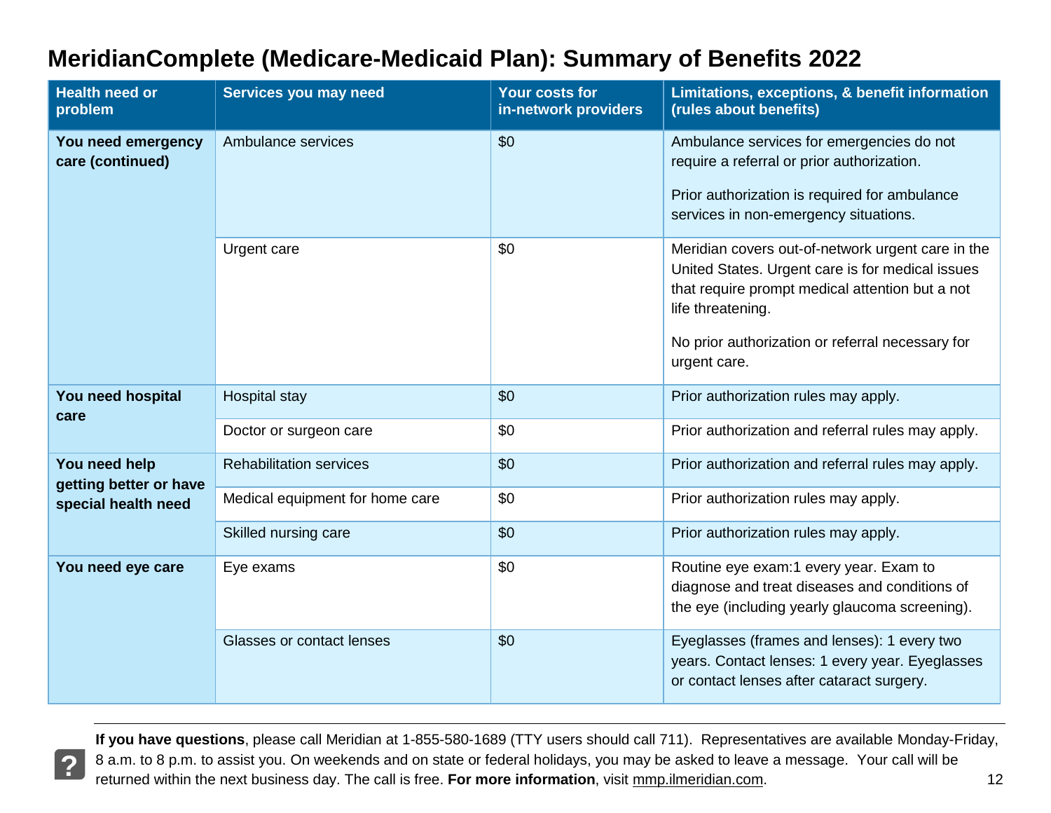# MeridianComplete (Medicare-Medicaid Plan): Summary of Benefits 2022

| Health need or problem | Services you may need | Your costs for in-network providers | Limitations, exceptions, & benefit information (rules about benefits) |
|---|---|---|---|
| **You need emergency care (continued)** | Ambulance services | $0 | Ambulance services for emergencies do not require a referral or prior authorization.<br><br>Prior authorization is required for ambulance services in non-emergency situations. |
| | Urgent care | $0 | Meridian covers out-of-network urgent care in the United States. Urgent care is for medical issues that require prompt medical attention but a not life threatening.<br><br>No prior authorization or referral necessary for urgent care. |
| **You need hospital care** | Hospital stay | $0 | Prior authorization rules may apply. |
| | Doctor or surgeon care | $0 | Prior authorization and referral rules may apply. |
| **You need help getting better or have special health need** | Rehabilitation services | $0 | Prior authorization and referral rules may apply. |
| | Medical equipment for home care | $0 | Prior authorization rules may apply. |
| | Skilled nursing care | $0 | Prior authorization rules may apply. |
| **You need eye care** | Eye exams | $0 | Routine eye exam:1 every year. Exam to diagnose and treat diseases and conditions of the eye (including yearly glaucoma screening). |
| | Glasses or contact lenses | $0 | Eyeglasses (frames and lenses): 1 every two years. Contact lenses: 1 every year. Eyeglasses or contact lenses after cataract surgery. |

**If you have questions**, please call Meridian at 1-855-580-1689 (TTY users should call 711). Representatives are available Monday-Friday, 8 a.m. to 8 p.m. to assist you. On weekends and on state or federal holidays, you may be asked to leave a message. Your call will be returned within the next business day. The call is free. **For more information**, visit mmp.ilmeridian.com.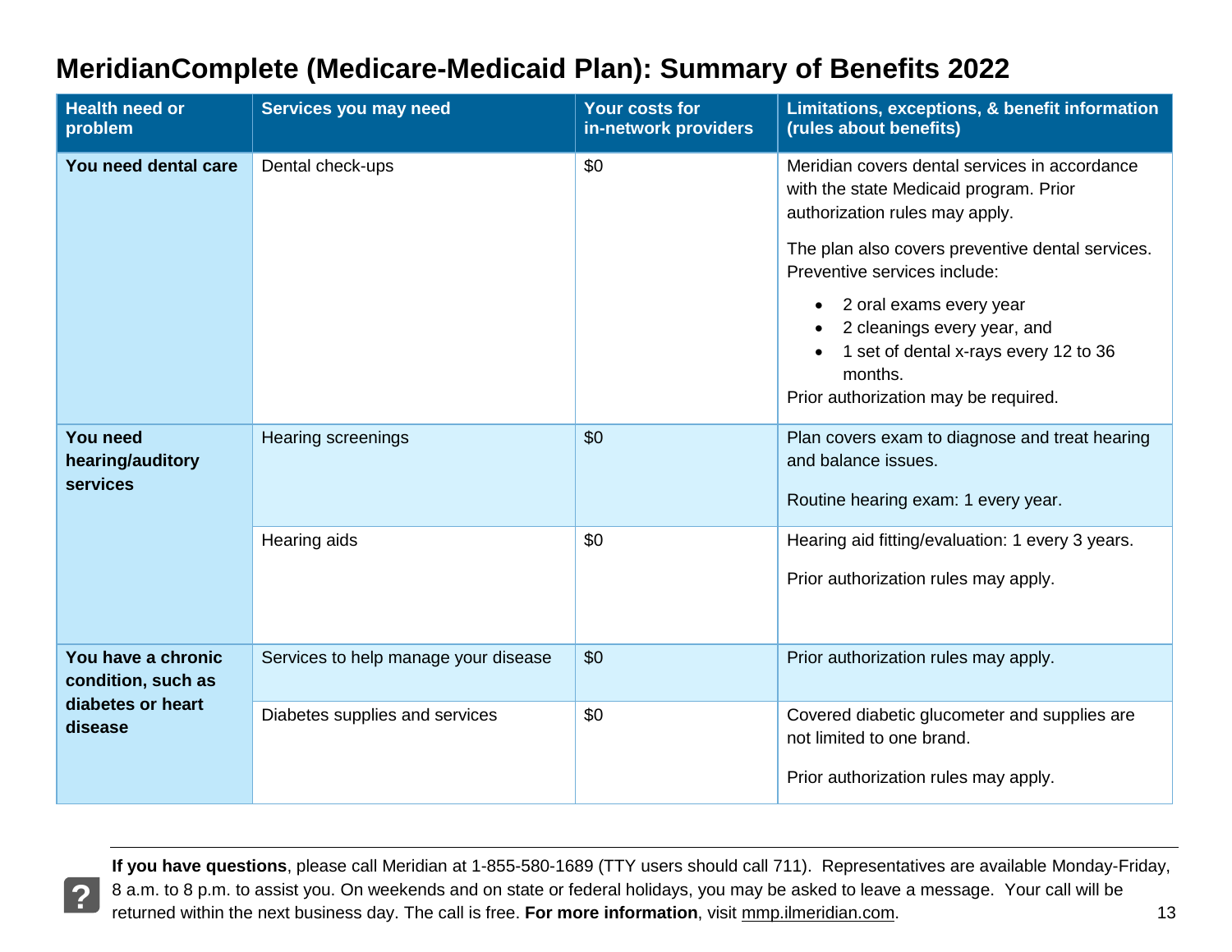# MeridianComplete (Medicare-Medicaid Plan): Summary of Benefits 2022

| Health need or problem | Services you may need | Your costs for in-network providers | Limitations, exceptions, & benefit information (rules about benefits) |
|---|---|---|---|
| **You need dental care** | Dental check-ups | $0 | Meridian covers dental services in accordance with the state Medicaid program. Prior authorization rules may apply.<br><br>The plan also covers preventive dental services. Preventive services include:<br>• 2 oral exams every year<br>• 2 cleanings every year, and<br>• 1 set of dental x-rays every 12 to 36 months.<br>Prior authorization may be required. |
| **You need hearing/auditory services** | Hearing screenings | $0 | Plan covers exam to diagnose and treat hearing and balance issues.<br><br>Routine hearing exam: 1 every year. |
| | Hearing aids | $0 | Hearing aid fitting/evaluation: 1 every 3 years.<br><br>Prior authorization rules may apply. |
| **You have a chronic condition, such as diabetes or heart disease** | Services to help manage your disease | $0 | Prior authorization rules may apply. |
| | Diabetes supplies and services | $0 | Covered diabetic glucometer and supplies are not limited to one brand.<br><br>Prior authorization rules may apply. |

**If you have questions**, please call Meridian at 1-855-580-1689 (TTY users should call 711). Representatives are available Monday-Friday, 8 a.m. to 8 p.m. to assist you. On weekends and on state or federal holidays, you may be asked to leave a message. Your call will be returned within the next business day. The call is free. **For more information**, visit mmp.ilmeridian.com.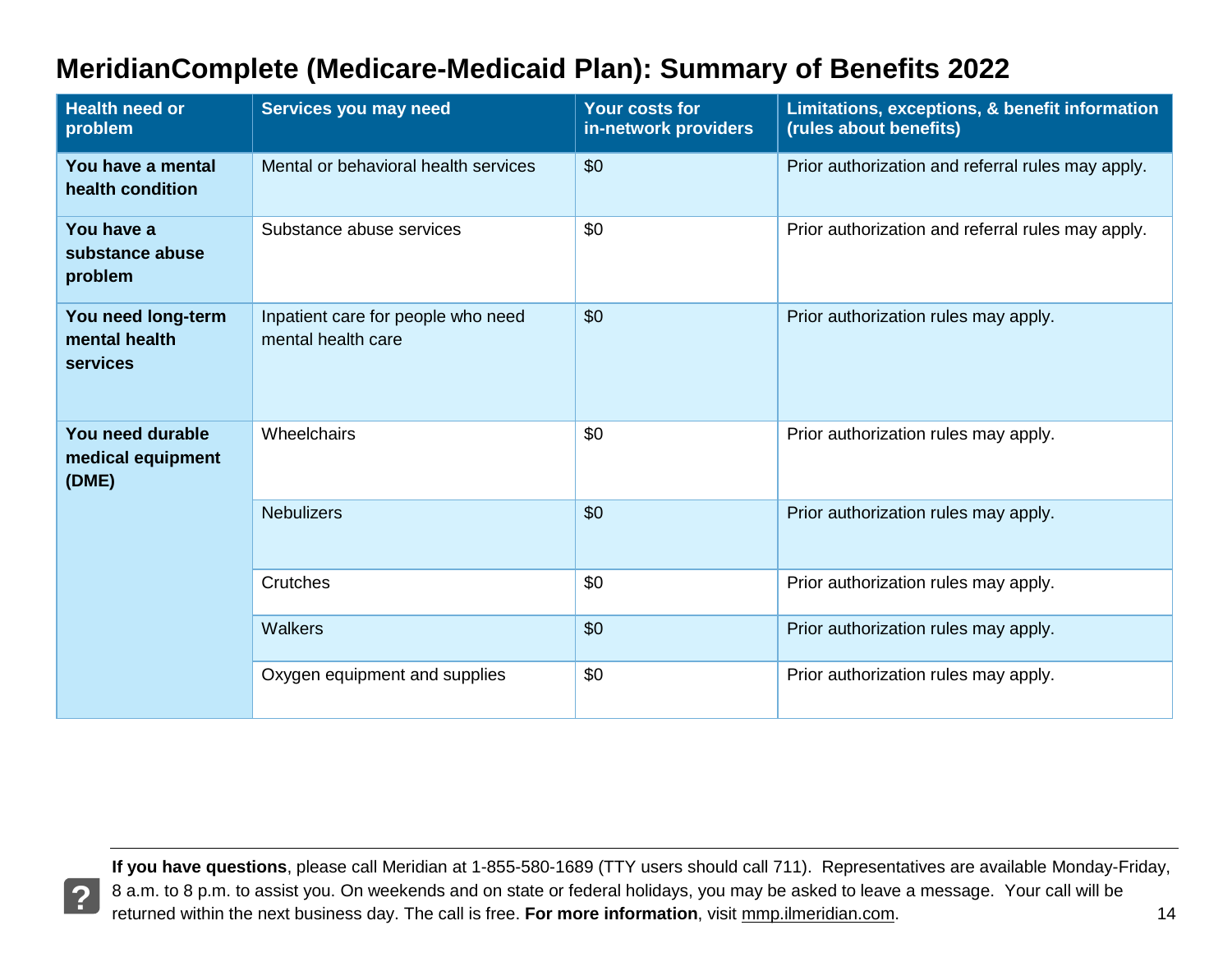# MeridianComplete (Medicare-Medicaid Plan): Summary of Benefits 2022

| Health need or problem | Services you may need | Your costs for in-network providers | Limitations, exceptions, & benefit information (rules about benefits) |
|---|---|---|---|
| **You have a mental health condition** | Mental or behavioral health services | $0 | Prior authorization and referral rules may apply. |
| **You have a substance abuse problem** | Substance abuse services | $0 | Prior authorization and referral rules may apply. |
| **You need long-term mental health services** | Inpatient care for people who need mental health care | $0 | Prior authorization rules may apply. |
| **You need durable medical equipment (DME)** | Wheelchairs | $0 | Prior authorization rules may apply. |
| | Nebulizers | $0 | Prior authorization rules may apply. |
| | Crutches | $0 | Prior authorization rules may apply. |
| | Walkers | $0 | Prior authorization rules may apply. |
| | Oxygen equipment and supplies | $0 | Prior authorization rules may apply. |

**If you have questions**, please call Meridian at 1-855-580-1689 (TTY users should call 711). Representatives are available Monday-Friday, 8 a.m. to 8 p.m. to assist you. On weekends and on state or federal holidays, you may be asked to leave a message. Your call will be returned within the next business day. The call is free. **For more information**, visit mmp.ilmeridian.com.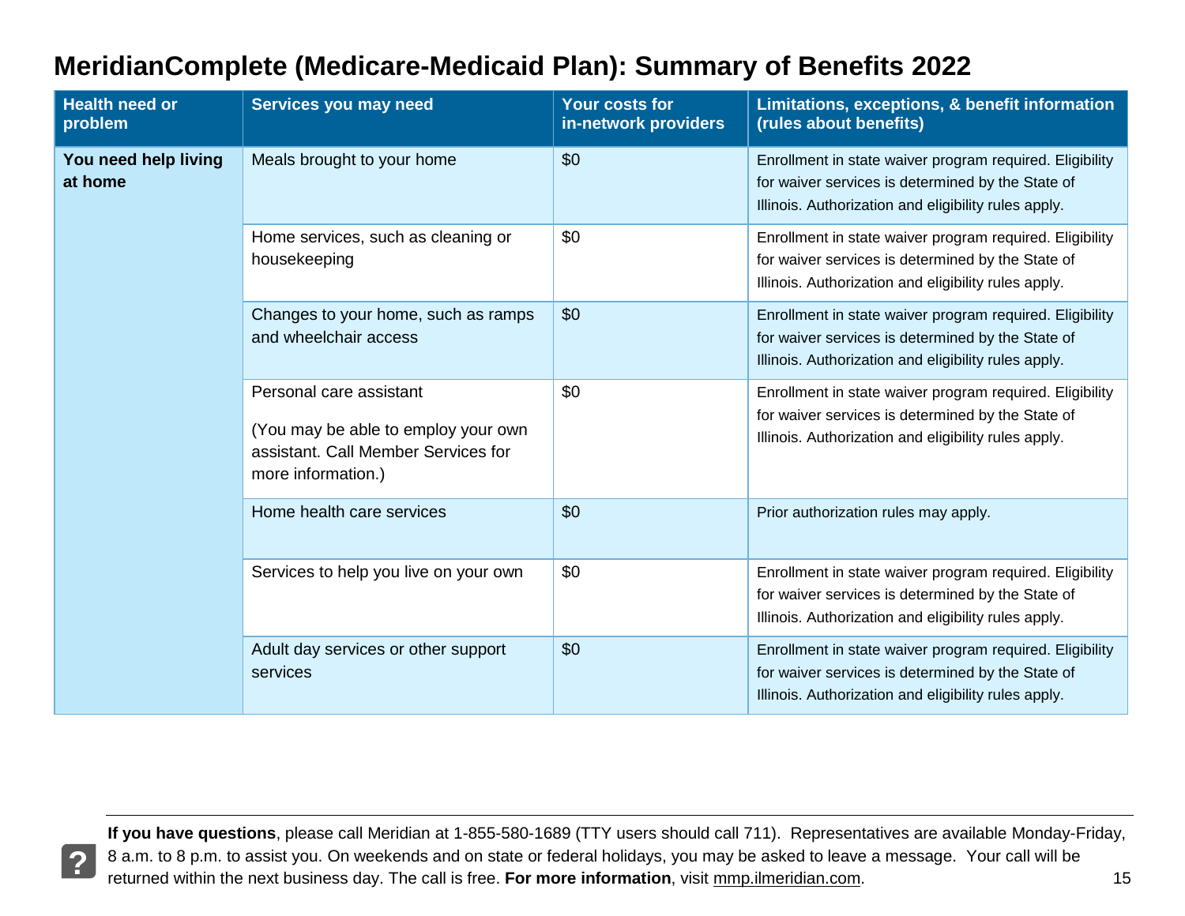# MeridianComplete (Medicare-Medicaid Plan): Summary of Benefits 2022

| Health need or problem | Services you may need | Your costs for in-network providers | Limitations, exceptions, & benefit information (rules about benefits) |
|---|---|---|---|
| **You need help living at home** | Meals brought to your home | $0 | Enrollment in state waiver program required. Eligibility for waiver services is determined by the State of Illinois. Authorization and eligibility rules apply. |
| | Home services, such as cleaning or housekeeping | $0 | Enrollment in state waiver program required. Eligibility for waiver services is determined by the State of Illinois. Authorization and eligibility rules apply. |
| | Changes to your home, such as ramps and wheelchair access | $0 | Enrollment in state waiver program required. Eligibility for waiver services is determined by the State of Illinois. Authorization and eligibility rules apply. |
| | Personal care assistant<br><br>(You may be able to employ your own assistant. Call Member Services for more information.) | $0 | Enrollment in state waiver program required. Eligibility for waiver services is determined by the State of Illinois. Authorization and eligibility rules apply. |
| | Home health care services | $0 | Prior authorization rules may apply. |
| | Services to help you live on your own | $0 | Enrollment in state waiver program required. Eligibility for waiver services is determined by the State of Illinois. Authorization and eligibility rules apply. |
| | Adult day services or other support services | $0 | Enrollment in state waiver program required. Eligibility for waiver services is determined by the State of Illinois. Authorization and eligibility rules apply. |

**If you have questions**, please call Meridian at 1-855-580-1689 (TTY users should call 711). Representatives are available Monday-Friday, 8 a.m. to 8 p.m. to assist you. On weekends and on state or federal holidays, you may be asked to leave a message. Your call will be returned within the next business day. The call is free. **For more information**, visit mmp.ilmeridian.com.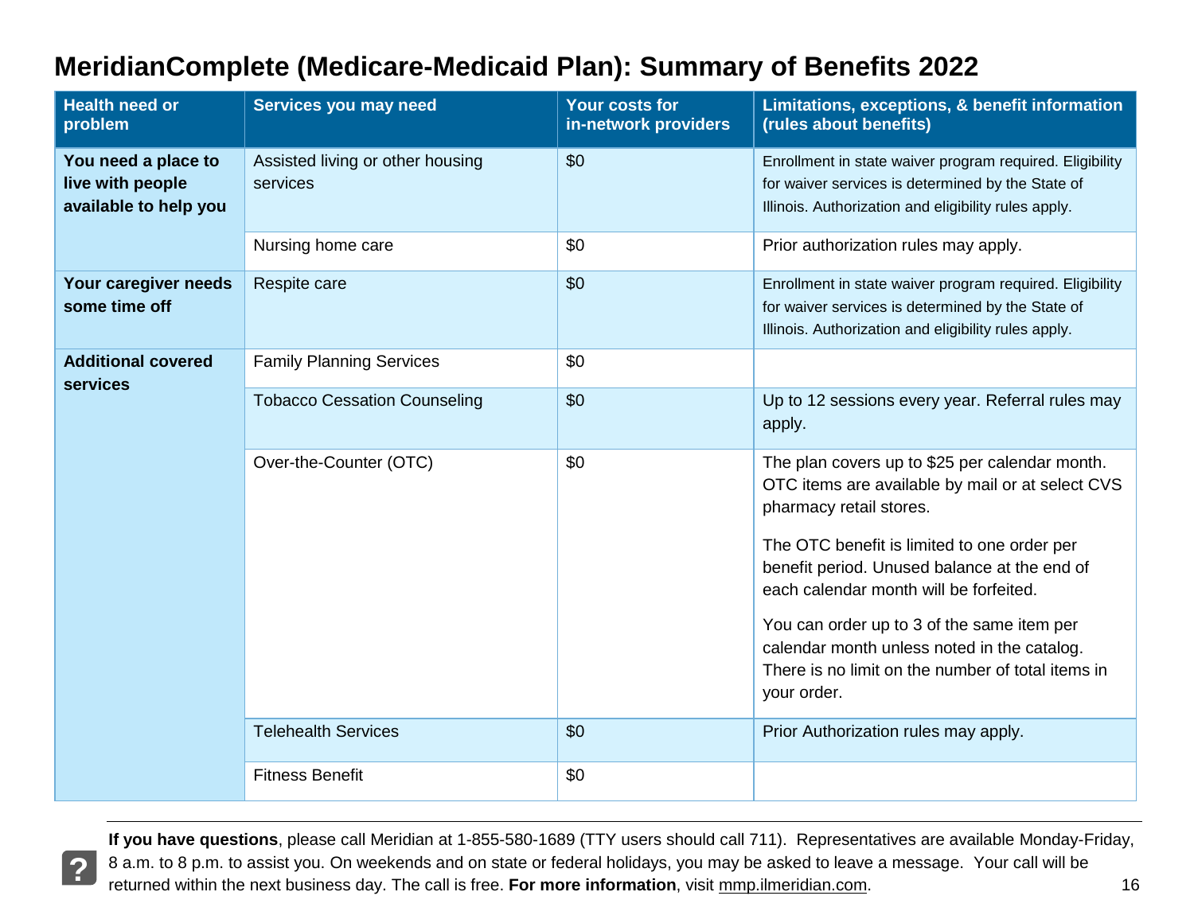# MeridianComplete (Medicare-Medicaid Plan): Summary of Benefits 2022

| Health need or problem | Services you may need | Your costs for in-network providers | Limitations, exceptions, & benefit information (rules about benefits) |
|---|---|---|---|
| **You need a place to live with people available to help you** | Assisted living or other housing services | $0 | Enrollment in state waiver program required. Eligibility for waiver services is determined by the State of Illinois. Authorization and eligibility rules apply. |
| | Nursing home care | $0 | Prior authorization rules may apply. |
| **Your caregiver needs some time off** | Respite care | $0 | Enrollment in state waiver program required. Eligibility for waiver services is determined by the State of Illinois. Authorization and eligibility rules apply. |
| **Additional covered services** | Family Planning Services | $0 | |
| | Tobacco Cessation Counseling | $0 | Up to 12 sessions every year. Referral rules may apply. |
| | Over-the-Counter (OTC) | $0 | The plan covers up to $25 per calendar month. OTC items are available by mail or at select CVS pharmacy retail stores.<br><br>The OTC benefit is limited to one order per benefit period. Unused balance at the end of each calendar month will be forfeited.<br><br>You can order up to 3 of the same item per calendar month unless noted in the catalog. There is no limit on the number of total items in your order. |
| | Telehealth Services | $0 | Prior Authorization rules may apply. |
| | Fitness Benefit | $0 | |

**If you have questions**, please call Meridian at 1-855-580-1689 (TTY users should call 711). Representatives are available Monday-Friday, 8 a.m. to 8 p.m. to assist you. On weekends and on state or federal holidays, you may be asked to leave a message. Your call will be returned within the next business day. The call is free. **For more information**, visit mmp.ilmeridian.com.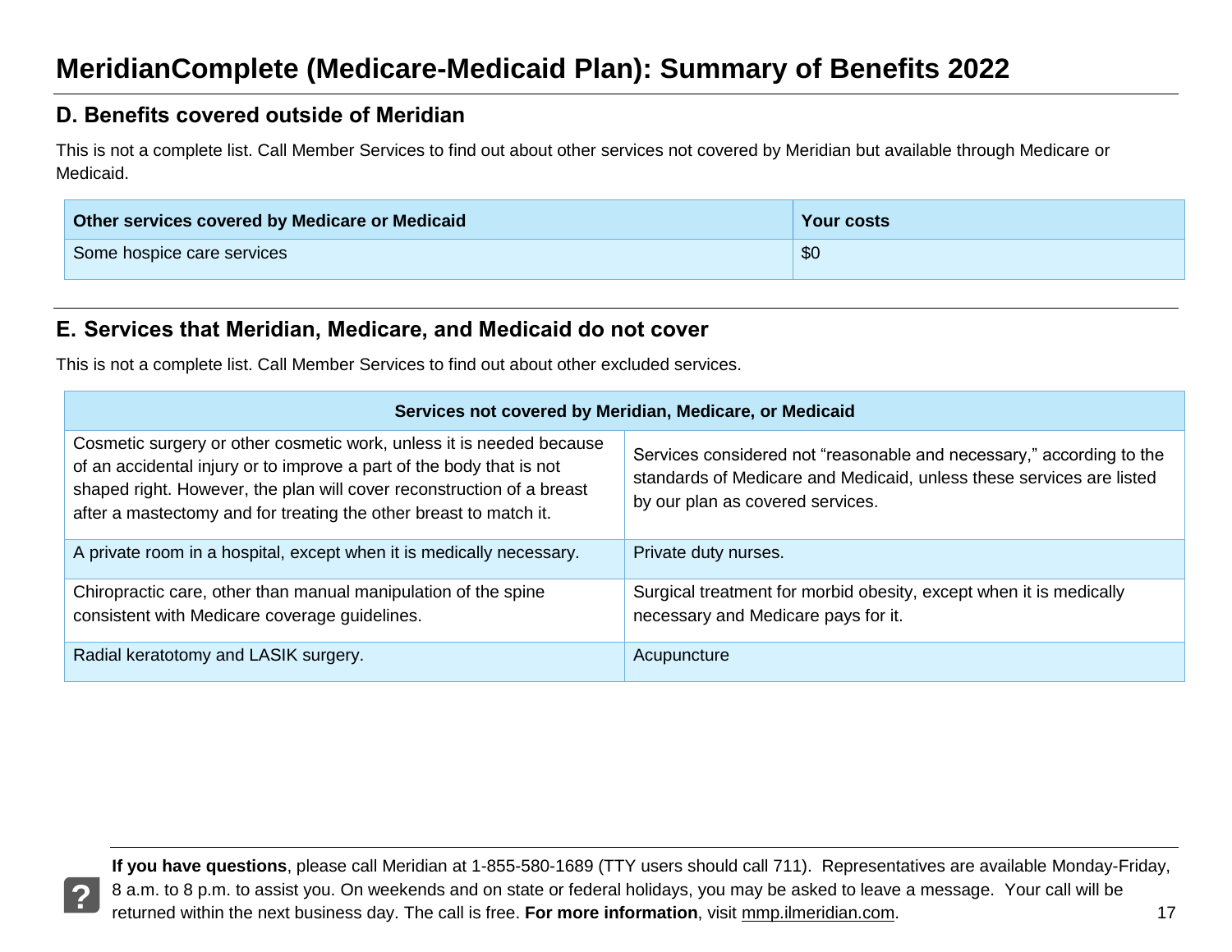## D. Benefits covered outside of Meridian

This is not a complete list. Call Member Services to find out about other services not covered by Meridian but available through Medicare or Medicaid.

| Other services covered by Medicare or Medicaid | Your costs |
|---|---|
| Some hospice care services | $0 |

## E. Services that Meridian, Medicare, and Medicaid do not cover

This is not a complete list. Call Member Services to find out about other excluded services.

| Services not covered by Meridian, Medicare, or Medicaid | |
|---|---|
| Cosmetic surgery or other cosmetic work, unless it is needed because of an accidental injury or to improve a part of the body that is not shaped right. However, the plan will cover reconstruction of a breast after a mastectomy and for treating the other breast to match it. | Services considered not "reasonable and necessary," according to the standards of Medicare and Medicaid, unless these services are listed by our plan as covered services. |
| A private room in a hospital, except when it is medically necessary. | Private duty nurses. |
| Chiropractic care, other than manual manipulation of the spine consistent with Medicare coverage guidelines. | Surgical treatment for morbid obesity, except when it is medically necessary and Medicare pays for it. |
| Radial keratotomy and LASIK surgery. | Acupuncture |

**If you have questions**, please call Meridian at 1-855-580-1689 (TTY users should call 711). Representatives are available Monday-Friday, 8 a.m. to 8 p.m. to assist you. On weekends and on state or federal holidays, you may be asked to leave a message. Your call will be returned within the next business day. The call is free. **For more information**, visit mmp.ilmeridian.com.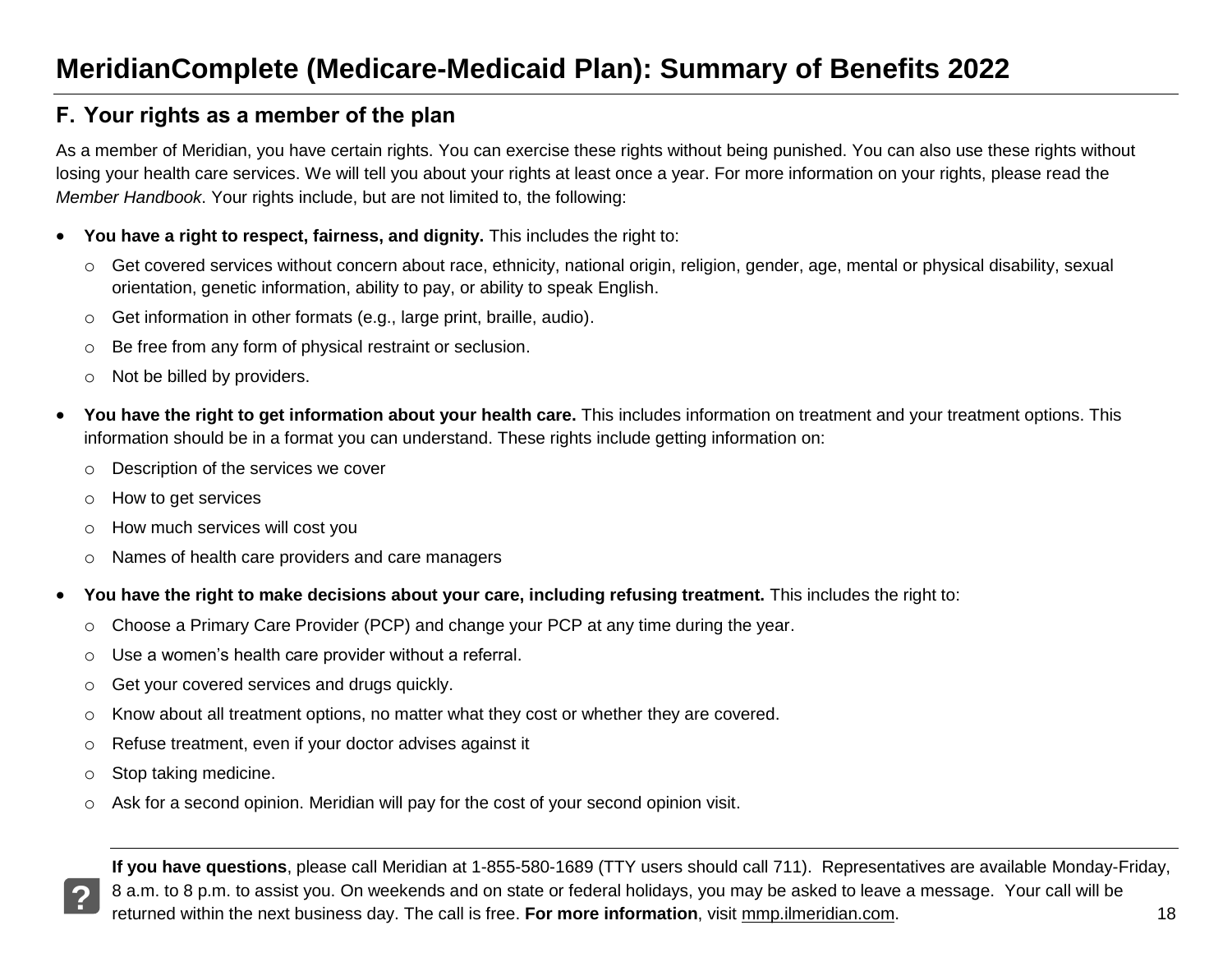## F. Your rights as a member of the plan

As a member of Meridian, you have certain rights. You can exercise these rights without being punished. You can also use these rights without losing your health care services. We will tell you about your rights at least once a year. For more information on your rights, please read the *Member Handbook*. Your rights include, but are not limited to, the following:

- **You have a right to respect, fairness, and dignity.** This includes the right to:
  - Get covered services without concern about race, ethnicity, national origin, religion, gender, age, mental or physical disability, sexual orientation, genetic information, ability to pay, or ability to speak English.
  - Get information in other formats (e.g., large print, braille, audio).
  - Be free from any form of physical restraint or seclusion.
  - Not be billed by providers.
- **You have the right to get information about your health care.** This includes information on treatment and your treatment options. This information should be in a format you can understand. These rights include getting information on:
  - Description of the services we cover
  - How to get services
  - How much services will cost you
  - Names of health care providers and care managers
- **You have the right to make decisions about your care, including refusing treatment.** This includes the right to:
  - Choose a Primary Care Provider (PCP) and change your PCP at any time during the year.
  - Use a women's health care provider without a referral.
  - Get your covered services and drugs quickly.
  - Know about all treatment options, no matter what they cost or whether they are covered.
  - Refuse treatment, even if your doctor advises against it
  - Stop taking medicine.
  - Ask for a second opinion. Meridian will pay for the cost of your second opinion visit.

**If you have questions**, please call Meridian at 1-855-580-1689 (TTY users should call 711). Representatives are available Monday-Friday, 8 a.m. to 8 p.m. to assist you. On weekends and on state or federal holidays, you may be asked to leave a message. Your call will be returned within the next business day. The call is free. **For more information**, visit mmp.ilmeridian.com.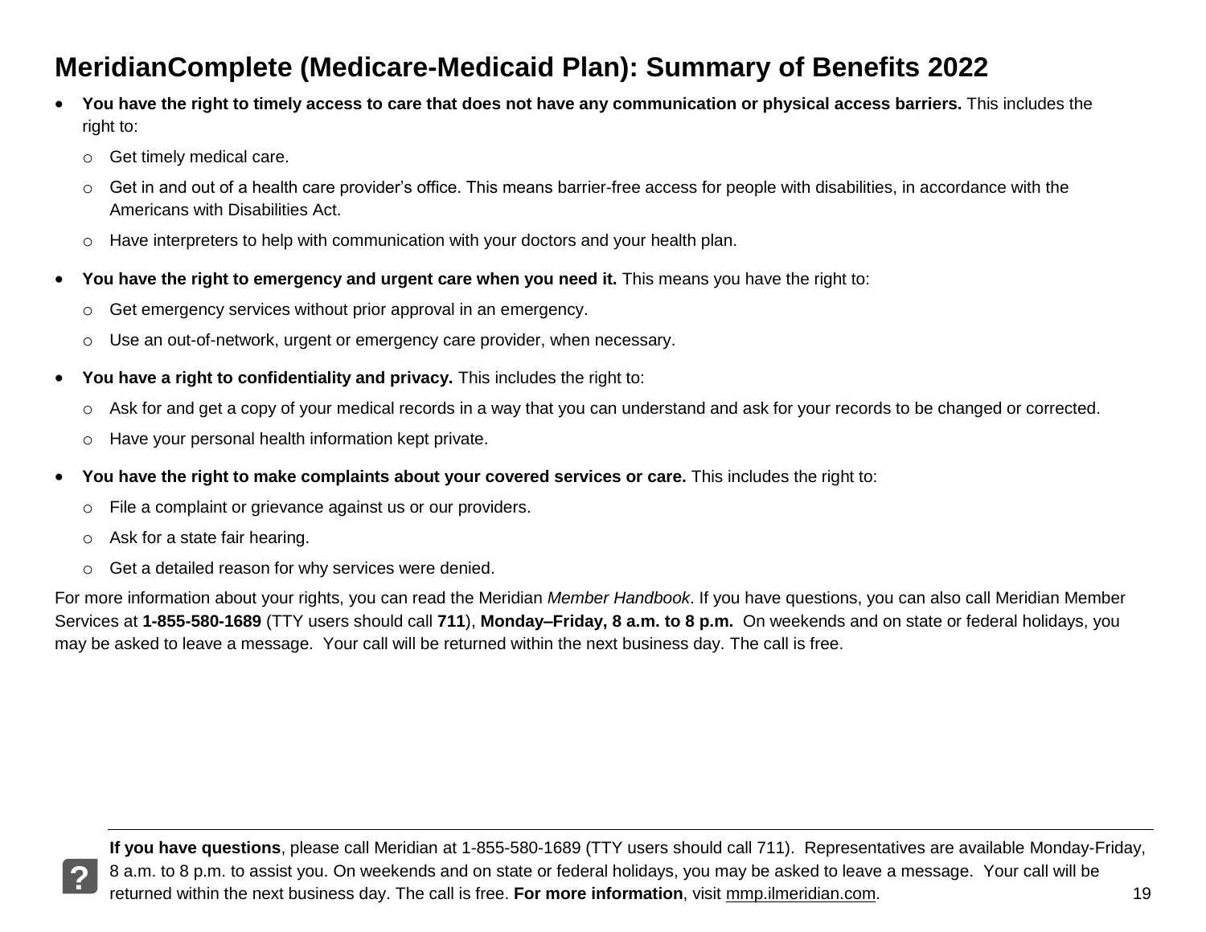# MeridianComplete (Medicare-Medicaid Plan): Summary of Benefits 2022

- **You have the right to timely access to care that does not have any communication or physical access barriers.** This includes the right to:
  - Get timely medical care.
  - Get in and out of a health care provider's office. This means barrier-free access for people with disabilities, in accordance with the Americans with Disabilities Act.
  - Have interpreters to help with communication with your doctors and your health plan.
- **You have the right to emergency and urgent care when you need it.** This means you have the right to:
  - Get emergency services without prior approval in an emergency.
  - Use an out-of-network, urgent or emergency care provider, when necessary.
- **You have a right to confidentiality and privacy.** This includes the right to:
  - Ask for and get a copy of your medical records in a way that you can understand and ask for your records to be changed or corrected.
  - Have your personal health information kept private.
- **You have the right to make complaints about your covered services or care.** This includes the right to:
  - File a complaint or grievance against us or our providers.
  - Ask for a state fair hearing.
  - Get a detailed reason for why services were denied.

For more information about your rights, you can read the Meridian *Member Handbook*. If you have questions, you can also call Meridian Member Services at **1-855-580-1689** (TTY users should call **711**), **Monday–Friday, 8 a.m. to 8 p.m.** On weekends and on state or federal holidays, you may be asked to leave a message. Your call will be returned within the next business day. The call is free.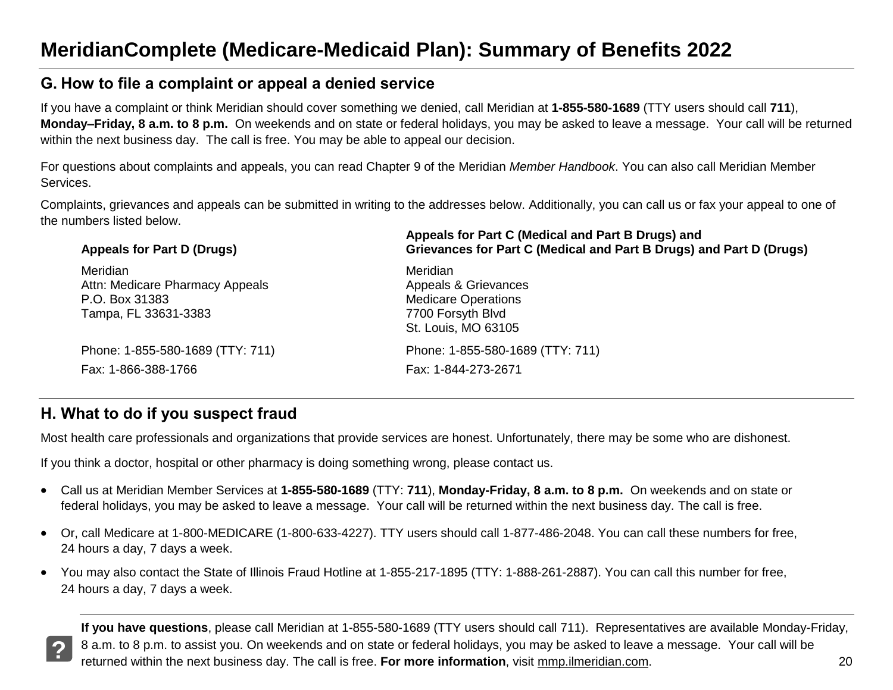# MeridianComplete (Medicare-Medicaid Plan): Summary of Benefits 2022

## G. How to file a complaint or appeal a denied service

If you have a complaint or think Meridian should cover something we denied, call Meridian at **1-855-580-1689** (TTY users should call **711**), **Monday–Friday, 8 a.m. to 8 p.m.** On weekends and on state or federal holidays, you may be asked to leave a message. Your call will be returned within the next business day. The call is free. You may be able to appeal our decision.

For questions about complaints and appeals, you can read Chapter 9 of the Meridian *Member Handbook*. You can also call Meridian Member Services.

Complaints, grievances and appeals can be submitted in writing to the addresses below. Additionally, you can call us or fax your appeal to one of the numbers listed below.

| **Appeals for Part D (Drugs)** | **Appeals for Part C (Medical and Part B Drugs) and Grievances for Part C (Medical and Part B Drugs) and Part D (Drugs)** |
|---|---|
| Meridian<br>Attn: Medicare Pharmacy Appeals<br>P.O. Box 31383<br>Tampa, FL 33631-3383 | Meridian<br>Appeals & Grievances<br>Medicare Operations<br>7700 Forsyth Blvd<br>St. Louis, MO 63105 |
| Phone: 1-855-580-1689 (TTY: 711) | Phone: 1-855-580-1689 (TTY: 711) |
| Fax: 1-866-388-1766 | Fax: 1-844-273-2671 |

## H. What to do if you suspect fraud

Most health care professionals and organizations that provide services are honest. Unfortunately, there may be some who are dishonest.

If you think a doctor, hospital or other pharmacy is doing something wrong, please contact us.

- Call us at Meridian Member Services at **1-855-580-1689** (TTY: **711**), **Monday-Friday, 8 a.m. to 8 p.m.** On weekends and on state or federal holidays, you may be asked to leave a message. Your call will be returned within the next business day. The call is free.
- Or, call Medicare at 1-800-MEDICARE (1-800-633-4227). TTY users should call 1-877-486-2048. You can call these numbers for free, 24 hours a day, 7 days a week.
- You may also contact the State of Illinois Fraud Hotline at 1-855-217-1895 (TTY: 1-888-261-2887). You can call this number for free, 24 hours a day, 7 days a week.

**If you have questions**, please call Meridian at 1-855-580-1689 (TTY users should call 711). Representatives are available Monday-Friday, 8 a.m. to 8 p.m. to assist you. On weekends and on state or federal holidays, you may be asked to leave a message. Your call will be returned within the next business day. The call is free. **For more information**, visit mmp.ilmeridian.com.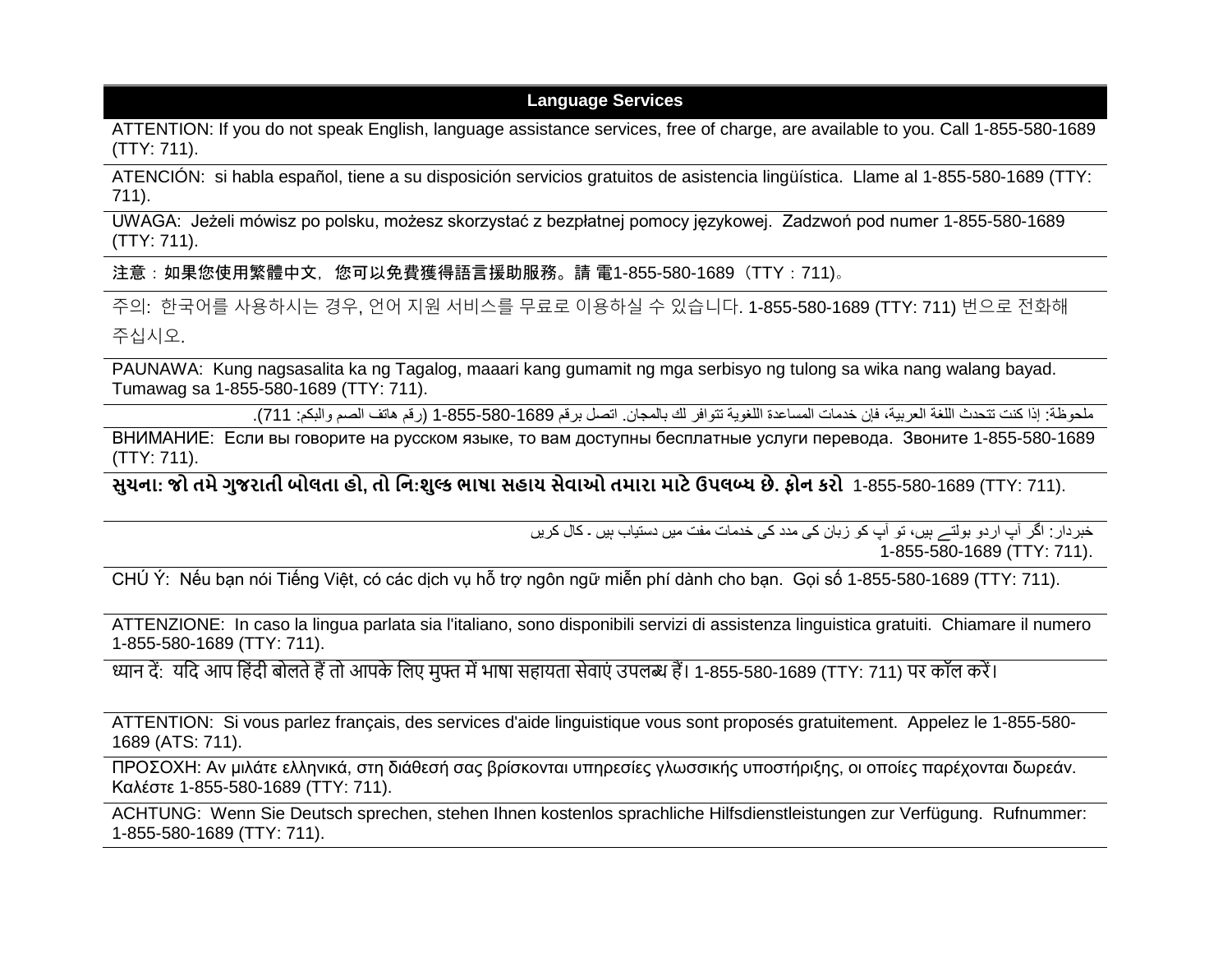## Language Services

ATTENTION: If you do not speak English, language assistance services, free of charge, are available to you. Call 1-855-580-1689 (TTY: 711).

ATENCIÓN: si habla español, tiene a su disposición servicios gratuitos de asistencia lingüística. Llame al 1-855-580-1689 (TTY: 711).

UWAGA: Jeżeli mówisz po polsku, możesz skorzystać z bezpłatnej pomocy językowej. Zadzwoń pod numer 1-855-580-1689 (TTY: 711).

注意：如果您使用繁體中文，您可以免費獲得語言援助服務。請 電1-855-580-1689（TTY：711)。

주의: 한국어를 사용하시는 경우, 언어 지원 서비스를 무료로 이용하실 수 있습니다. 1-855-580-1689 (TTY: 711) 번으로 전화해 주십시오.

PAUNAWA: Kung nagsasalita ka ng Tagalog, maaari kang gumamit ng mga serbisyo ng tulong sa wika nang walang bayad. Tumawag sa 1-855-580-1689 (TTY: 711).

ملحوظة: إذا كنت تتحدث اللغة العربية، فإن خدمات المساعدة اللغوية تتوافر لك بالمجان. اتصل برقم 1-855-580-1689 (رقم هاتف الصم والبكم: 711).

ВНИМАНИЕ: Если вы говорите на русском языке, то вам доступны бесплатные услуги перевода. Звоните 1-855-580-1689 (TTY: 711).

સુચના: જો તમે ગુજરાતી બોલતા હો, તો નિ:શુલ્ક ભાષા સહાય સેવાઓ તમારા માટે ઉપલબ્ધ છે. ફોન કરો 1-855-580-1689 (TTY: 711).

خبردار: اگر آپ اردو بولتے ہیں، تو آپ کو زبان کی مدد کی خدمات مفت میں دستیاب ہیں ۔ کال کریں 1-855-580-1689 (TTY: 711).

CHÚ Ý: Nếu bạn nói Tiếng Việt, có các dịch vụ hỗ trợ ngôn ngữ miễn phí dành cho bạn. Gọi số 1-855-580-1689 (TTY: 711).

ATTENZIONE: In caso la lingua parlata sia l'italiano, sono disponibili servizi di assistenza linguistica gratuiti. Chiamare il numero 1-855-580-1689 (TTY: 711).

ध्यान दें: यदि आप हिंदी बोलते हैं तो आपके लिए मुफ्त में भाषा सहायता सेवाएं उपलब्ध हैं। 1-855-580-1689 (TTY: 711) पर कॉल करें।

ATTENTION: Si vous parlez français, des services d'aide linguistique vous sont proposés gratuitement. Appelez le 1-855-580-1689 (ATS: 711).

ΠΡΟΣΟΧΗ: Αν μιλάτε ελληνικά, στη διάθεσή σας βρίσκονται υπηρεσίες γλωσσικής υποστήριξης, οι οποίες παρέχονται δωρεάν. Καλέστε 1-855-580-1689 (TTY: 711).

ACHTUNG: Wenn Sie Deutsch sprechen, stehen Ihnen kostenlos sprachliche Hilfsdienstleistungen zur Verfügung. Rufnummer: 1-855-580-1689 (TTY: 711).